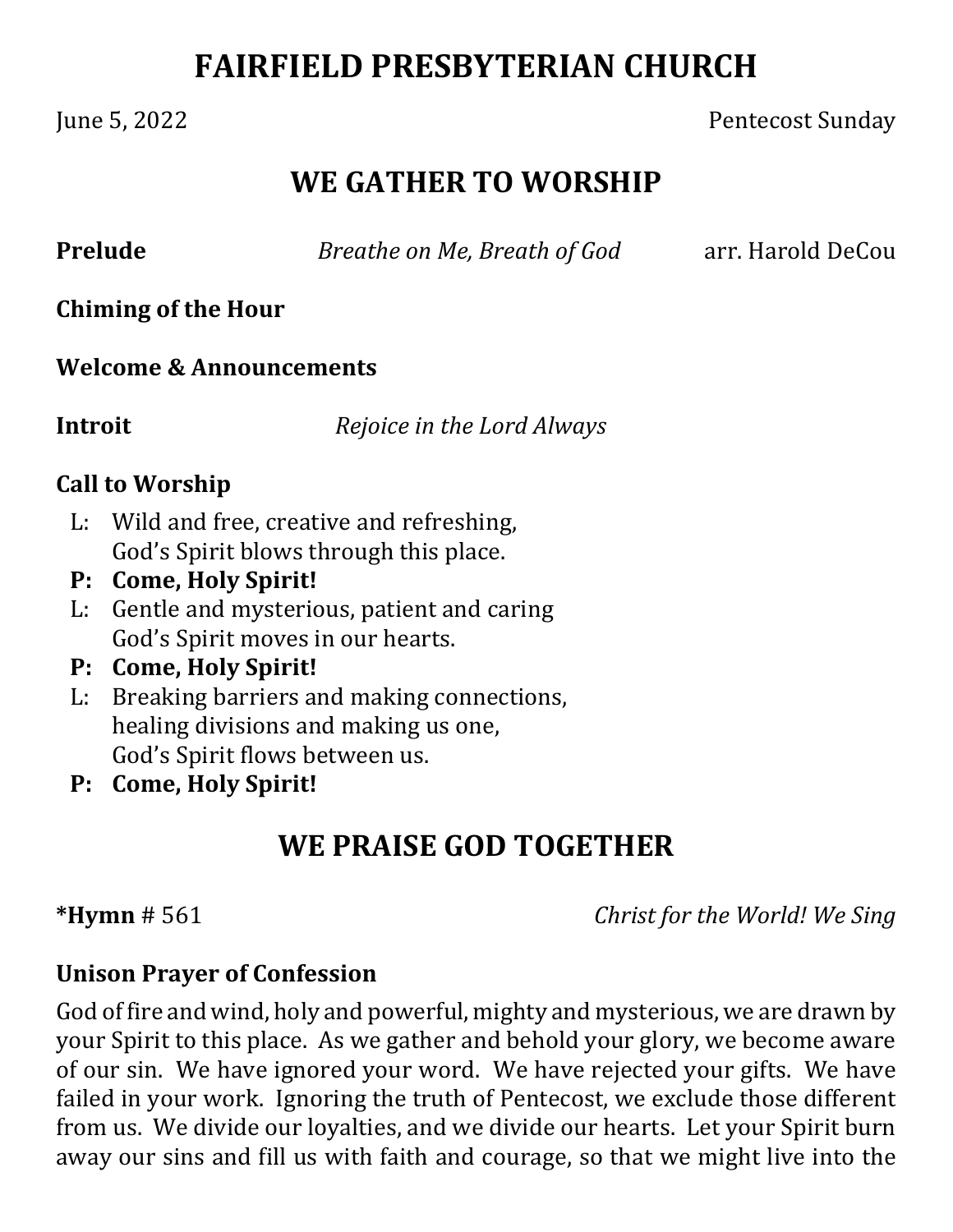# FAIRFIELD PRESBYTERIAN CHURCH

June 5, 2022 Pentecost Sunday

## WE GATHER TO WORSHIP

**Prelude** *Breathe on Me, Breath of God* arr. Harold DeCou

**Chiming of the Hour**

**Welcome & Announcements**

**Introit** *Rejoice in the Lord Always*

**Call to Worship**

L: Wild and free, creative and refreshing,
God's Spirit blows through this place.
**P: Come, Holy Spirit!**
L: Gentle and mysterious, patient and caring
God's Spirit moves in our hearts.
**P: Come, Holy Spirit!**
L: Breaking barriers and making connections,
healing divisions and making us one,
God's Spirit flows between us.
**P: Come, Holy Spirit!**

## WE PRAISE GOD TOGETHER

**\*Hymn** # 561 *Christ for the World! We Sing*

**Unison Prayer of Confession**

God of fire and wind, holy and powerful, mighty and mysterious, we are drawn by your Spirit to this place. As we gather and behold your glory, we become aware of our sin. We have ignored your word. We have rejected your gifts. We have failed in your work. Ignoring the truth of Pentecost, we exclude those different from us. We divide our loyalties, and we divide our hearts. Let your Spirit burn away our sins and fill us with faith and courage, so that we might live into the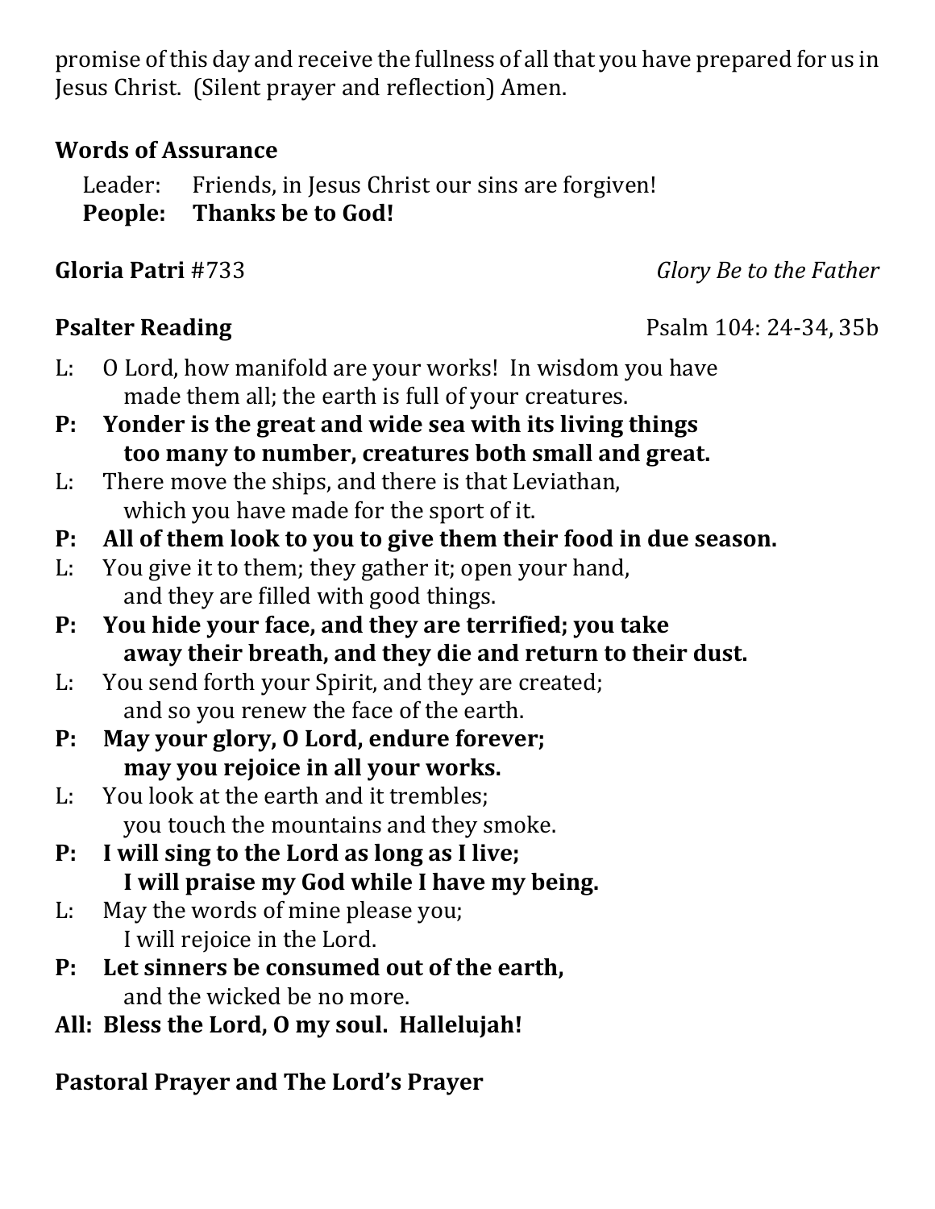promise of this day and receive the fullness of all that you have prepared for us in Jesus Christ. (Silent prayer and reflection) Amen.

**Words of Assurance**

Leader: Friends, in Jesus Christ our sins are forgiven!
**People: Thanks be to God!**

**Gloria Patri** #733 *Glory Be to the Father*

**Psalter Reading** Psalm 104: 24-34, 35b

L: O Lord, how manifold are your works! In wisdom you have made them all; the earth is full of your creatures.
**P: Yonder is the great and wide sea with its living things too many to number, creatures both small and great.**
L: There move the ships, and there is that Leviathan, which you have made for the sport of it.
**P: All of them look to you to give them their food in due season.**
L: You give it to them; they gather it; open your hand, and they are filled with good things.
**P: You hide your face, and they are terrified; you take away their breath, and they die and return to their dust.**
L: You send forth your Spirit, and they are created; and so you renew the face of the earth.
**P: May your glory, O Lord, endure forever; may you rejoice in all your works.**
L: You look at the earth and it trembles; you touch the mountains and they smoke.
**P: I will sing to the Lord as long as I live; I will praise my God while I have my being.**
L: May the words of mine please you; I will rejoice in the Lord.
**P: Let sinners be consumed out of the earth,** and the wicked be no more.
**All: Bless the Lord, O my soul. Hallelujah!**

**Pastoral Prayer and The Lord's Prayer**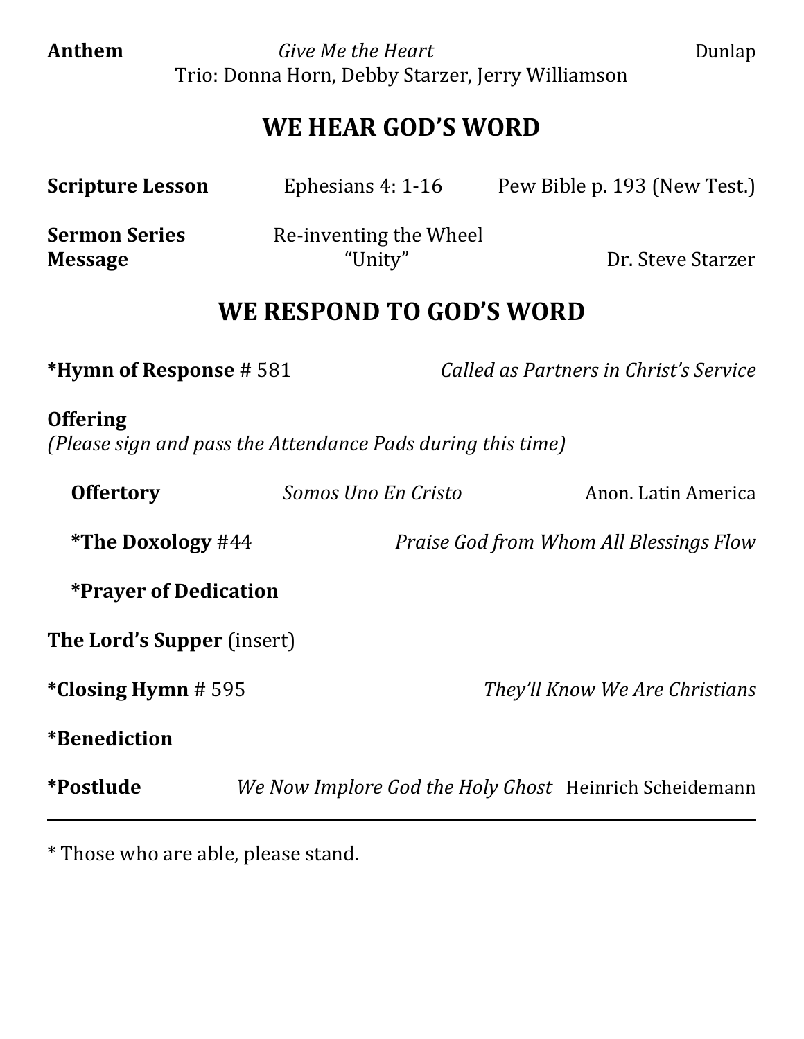**Anthem** *Give Me the Heart* Dunlap
Trio: Donna Horn, Debby Starzer, Jerry Williamson

## WE HEAR GOD'S WORD

**Scripture Lesson** Ephesians 4: 1-16 Pew Bible p. 193 (New Test.)

**Sermon Series** Re-inventing the Wheel
**Message** "Unity" Dr. Steve Starzer

## WE RESPOND TO GOD'S WORD

***Hymn of Response** # 581 *Called as Partners in Christ's Service*

**Offering**
*(Please sign and pass the Attendance Pads during this time)*

**Offertory** *Somos Uno En Cristo* Anon. Latin America

***The Doxology** #44 *Praise God from Whom All Blessings Flow*

***Prayer of Dedication**

**The Lord's Supper** (insert)

***Closing Hymn** # 595 *They'll Know We Are Christians*

***Benediction**

***Postlude** *We Now Implore God the Holy Ghost* Heinrich Scheidemann

---

* Those who are able, please stand.